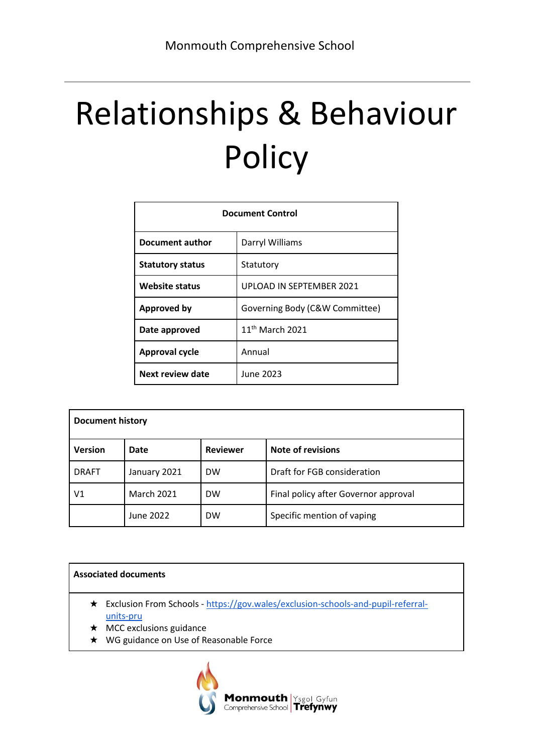Monmouth Comprehensive School

# Relationships & Behaviour Policy

| Document Control | |
|---|---|
| **Document author** | Darryl Williams |
| **Statutory status** | Statutory |
| **Website status** | UPLOAD IN SEPTEMBER 2021 |
| **Approved by** | Governing Body (C&W Committee) |
| **Date approved** | 11th March 2021 |
| **Approval cycle** | Annual |
| **Next review date** | June 2023 |

| **Document history** | | | |
|---|---|---|---|
| **Version** | **Date** | **Reviewer** | **Note of revisions** |
| DRAFT | January 2021 | DW | Draft for FGB consideration |
| V1 | March 2021 | DW | Final policy after Governor approval |
| | June 2022 | DW | Specific mention of vaping |

**Associated documents**

- ★ Exclusion From Schools - https://gov.wales/exclusion-schools-and-pupil-referral-units-pru
- ★ MCC exclusions guidance
- ★ WG guidance on Use of Reasonable Force

Monmouth Comprehensive School | Ysgol Gyfun Trefynwy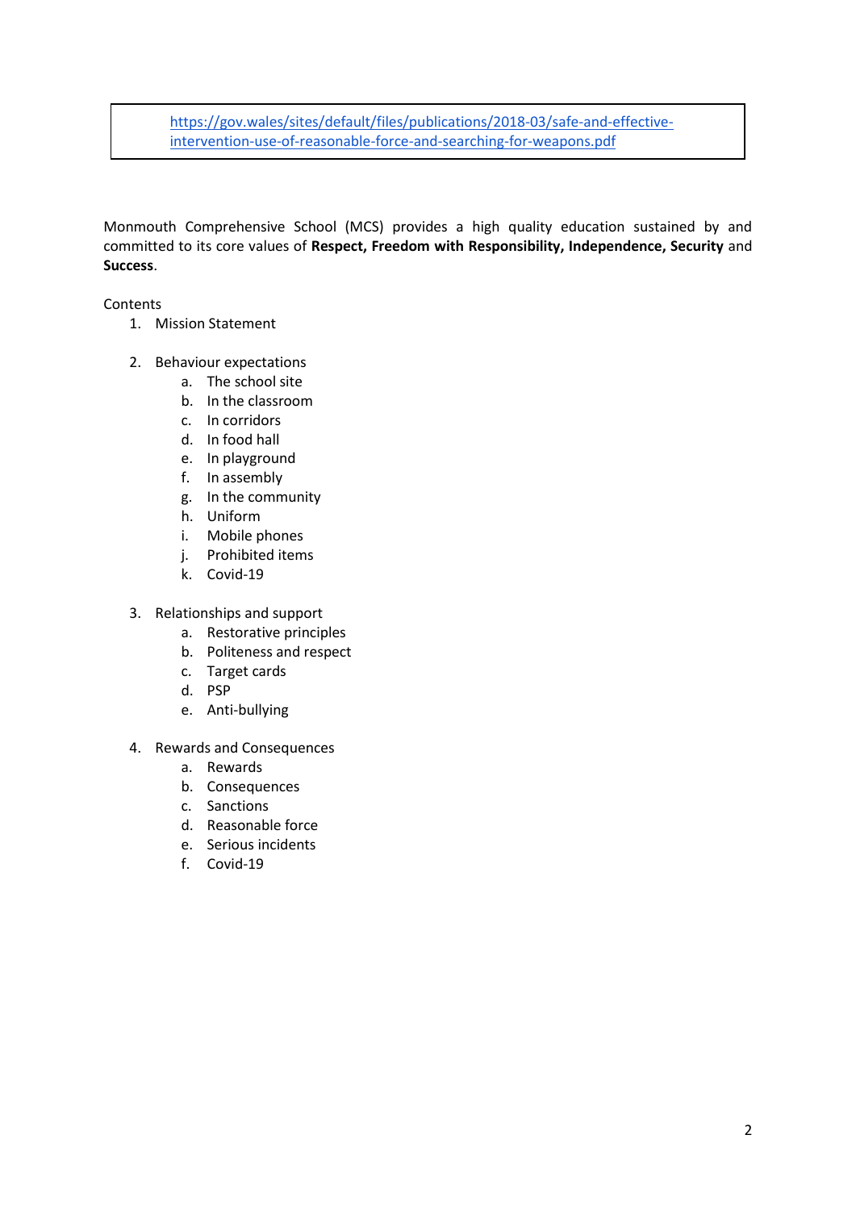https://gov.wales/sites/default/files/publications/2018-03/safe-and-effective-intervention-use-of-reasonable-force-and-searching-for-weapons.pdf

Monmouth Comprehensive School (MCS) provides a high quality education sustained by and committed to its core values of **Respect, Freedom with Responsibility, Independence, Security** and **Success**.

Contents

1. Mission Statement

2. Behaviour expectations
    a. The school site
    b. In the classroom
    c. In corridors
    d. In food hall
    e. In playground
    f. In assembly
    g. In the community
    h. Uniform
    i. Mobile phones
    j. Prohibited items
    k. Covid-19

3. Relationships and support
    a. Restorative principles
    b. Politeness and respect
    c. Target cards
    d. PSP
    e. Anti-bullying

4. Rewards and Consequences
    a. Rewards
    b. Consequences
    c. Sanctions
    d. Reasonable force
    e. Serious incidents
    f. Covid-19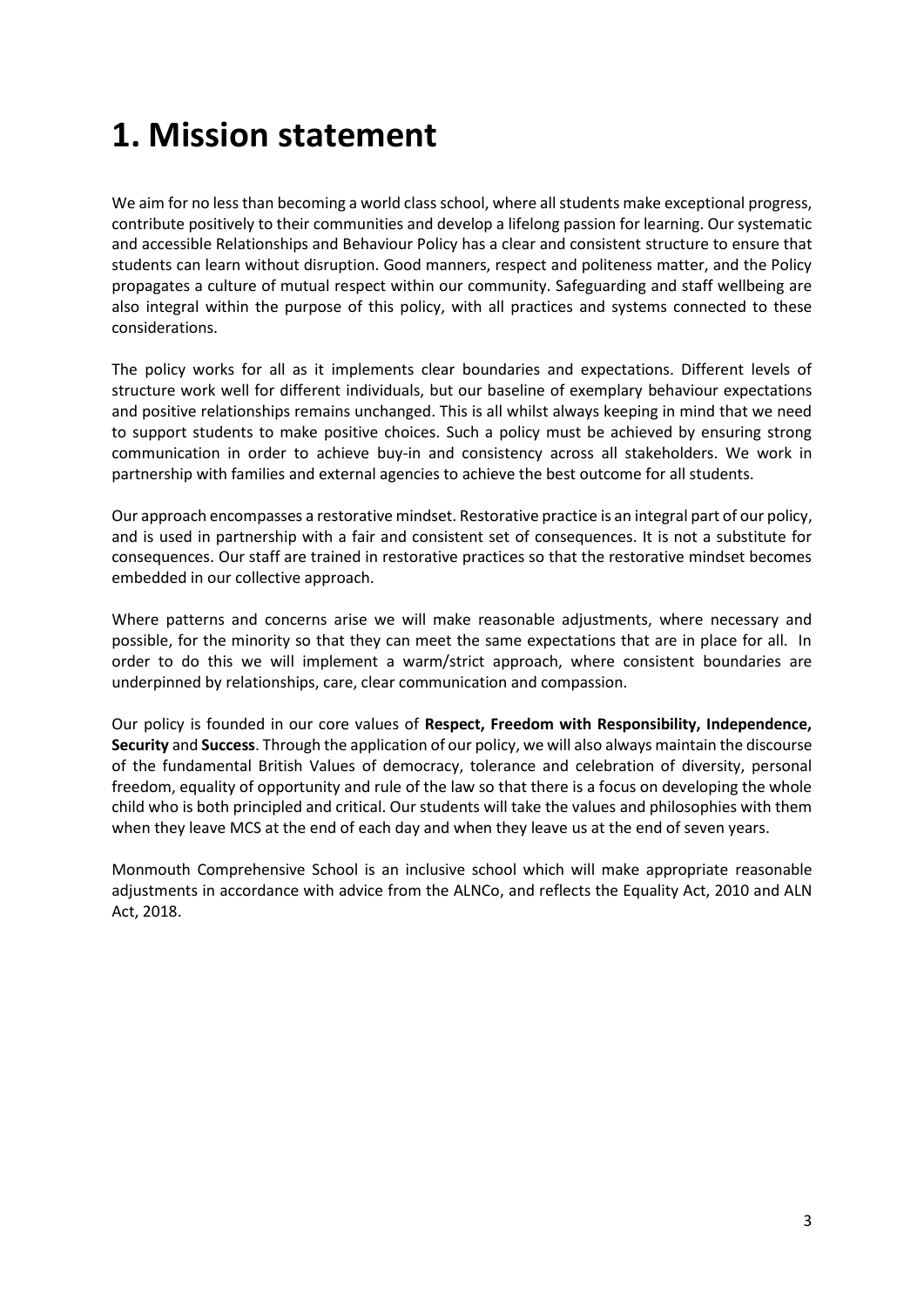# 1. Mission statement

We aim for no less than becoming a world class school, where all students make exceptional progress, contribute positively to their communities and develop a lifelong passion for learning. Our systematic and accessible Relationships and Behaviour Policy has a clear and consistent structure to ensure that students can learn without disruption. Good manners, respect and politeness matter, and the Policy propagates a culture of mutual respect within our community. Safeguarding and staff wellbeing are also integral within the purpose of this policy, with all practices and systems connected to these considerations.

The policy works for all as it implements clear boundaries and expectations. Different levels of structure work well for different individuals, but our baseline of exemplary behaviour expectations and positive relationships remains unchanged. This is all whilst always keeping in mind that we need to support students to make positive choices. Such a policy must be achieved by ensuring strong communication in order to achieve buy-in and consistency across all stakeholders. We work in partnership with families and external agencies to achieve the best outcome for all students.

Our approach encompasses a restorative mindset. Restorative practice is an integral part of our policy, and is used in partnership with a fair and consistent set of consequences. It is not a substitute for consequences. Our staff are trained in restorative practices so that the restorative mindset becomes embedded in our collective approach.

Where patterns and concerns arise we will make reasonable adjustments, where necessary and possible, for the minority so that they can meet the same expectations that are in place for all. In order to do this we will implement a warm/strict approach, where consistent boundaries are underpinned by relationships, care, clear communication and compassion.

Our policy is founded in our core values of **Respect, Freedom with Responsibility, Independence, Security** and **Success**. Through the application of our policy, we will also always maintain the discourse of the fundamental British Values of democracy, tolerance and celebration of diversity, personal freedom, equality of opportunity and rule of the law so that there is a focus on developing the whole child who is both principled and critical. Our students will take the values and philosophies with them when they leave MCS at the end of each day and when they leave us at the end of seven years.

Monmouth Comprehensive School is an inclusive school which will make appropriate reasonable adjustments in accordance with advice from the ALNCo, and reflects the Equality Act, 2010 and ALN Act, 2018.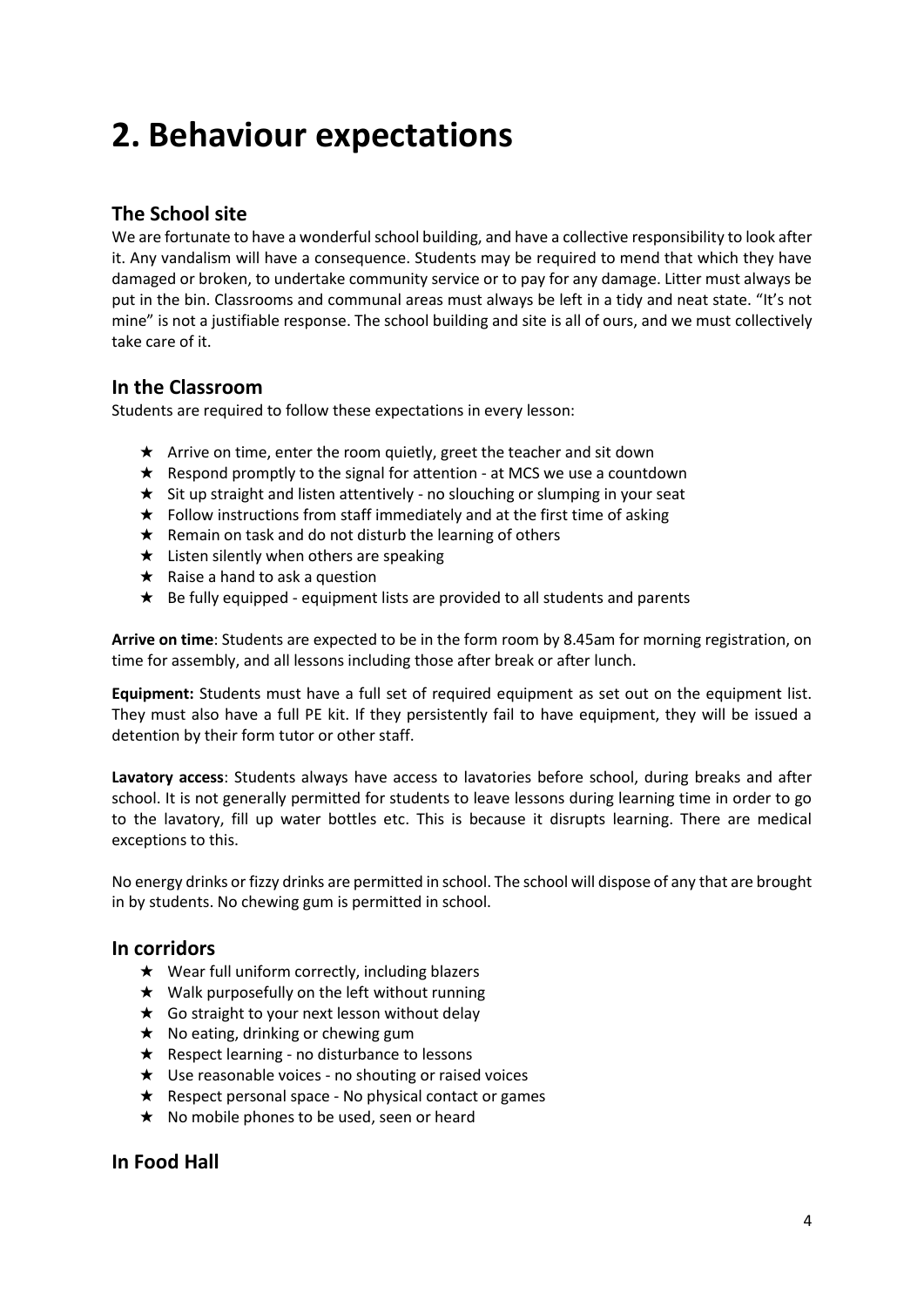# 2. Behaviour expectations

## The School site

We are fortunate to have a wonderful school building, and have a collective responsibility to look after it. Any vandalism will have a consequence. Students may be required to mend that which they have damaged or broken, to undertake community service or to pay for any damage. Litter must always be put in the bin. Classrooms and communal areas must always be left in a tidy and neat state. "It's not mine" is not a justifiable response. The school building and site is all of ours, and we must collectively take care of it.

## In the Classroom

Students are required to follow these expectations in every lesson:

- Arrive on time, enter the room quietly, greet the teacher and sit down
- Respond promptly to the signal for attention - at MCS we use a countdown
- Sit up straight and listen attentively - no slouching or slumping in your seat
- Follow instructions from staff immediately and at the first time of asking
- Remain on task and do not disturb the learning of others
- Listen silently when others are speaking
- Raise a hand to ask a question
- Be fully equipped - equipment lists are provided to all students and parents

**Arrive on time**: Students are expected to be in the form room by 8.45am for morning registration, on time for assembly, and all lessons including those after break or after lunch.

**Equipment:** Students must have a full set of required equipment as set out on the equipment list. They must also have a full PE kit. If they persistently fail to have equipment, they will be issued a detention by their form tutor or other staff.

**Lavatory access**: Students always have access to lavatories before school, during breaks and after school. It is not generally permitted for students to leave lessons during learning time in order to go to the lavatory, fill up water bottles etc. This is because it disrupts learning. There are medical exceptions to this.

No energy drinks or fizzy drinks are permitted in school. The school will dispose of any that are brought in by students. No chewing gum is permitted in school.

## In corridors

- Wear full uniform correctly, including blazers
- Walk purposefully on the left without running
- Go straight to your next lesson without delay
- No eating, drinking or chewing gum
- Respect learning - no disturbance to lessons
- Use reasonable voices - no shouting or raised voices
- Respect personal space - No physical contact or games
- No mobile phones to be used, seen or heard

## In Food Hall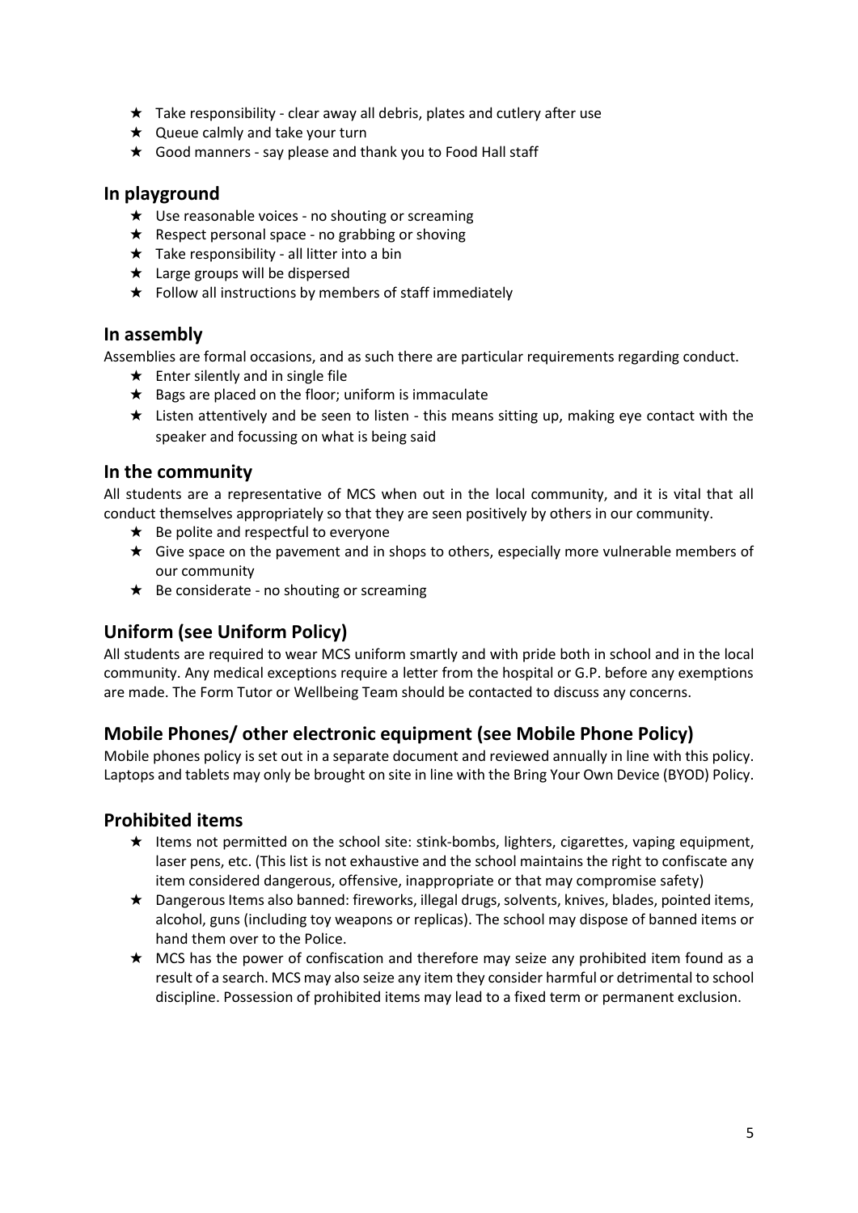- ★ Take responsibility - clear away all debris, plates and cutlery after use
- ★ Queue calmly and take your turn
- ★ Good manners - say please and thank you to Food Hall staff

## In playground

- ★ Use reasonable voices - no shouting or screaming
- ★ Respect personal space - no grabbing or shoving
- ★ Take responsibility - all litter into a bin
- ★ Large groups will be dispersed
- ★ Follow all instructions by members of staff immediately

## In assembly

Assemblies are formal occasions, and as such there are particular requirements regarding conduct.

- ★ Enter silently and in single file
- ★ Bags are placed on the floor; uniform is immaculate
- ★ Listen attentively and be seen to listen - this means sitting up, making eye contact with the speaker and focussing on what is being said

## In the community

All students are a representative of MCS when out in the local community, and it is vital that all conduct themselves appropriately so that they are seen positively by others in our community.

- ★ Be polite and respectful to everyone
- ★ Give space on the pavement and in shops to others, especially more vulnerable members of our community
- ★ Be considerate - no shouting or screaming

## Uniform (see Uniform Policy)

All students are required to wear MCS uniform smartly and with pride both in school and in the local community. Any medical exceptions require a letter from the hospital or G.P. before any exemptions are made. The Form Tutor or Wellbeing Team should be contacted to discuss any concerns.

## Mobile Phones/ other electronic equipment (see Mobile Phone Policy)

Mobile phones policy is set out in a separate document and reviewed annually in line with this policy. Laptops and tablets may only be brought on site in line with the Bring Your Own Device (BYOD) Policy.

## Prohibited items

- ★ Items not permitted on the school site: stink-bombs, lighters, cigarettes, vaping equipment, laser pens, etc. (This list is not exhaustive and the school maintains the right to confiscate any item considered dangerous, offensive, inappropriate or that may compromise safety)
- ★ Dangerous Items also banned: fireworks, illegal drugs, solvents, knives, blades, pointed items, alcohol, guns (including toy weapons or replicas). The school may dispose of banned items or hand them over to the Police.
- ★ MCS has the power of confiscation and therefore may seize any prohibited item found as a result of a search. MCS may also seize any item they consider harmful or detrimental to school discipline. Possession of prohibited items may lead to a fixed term or permanent exclusion.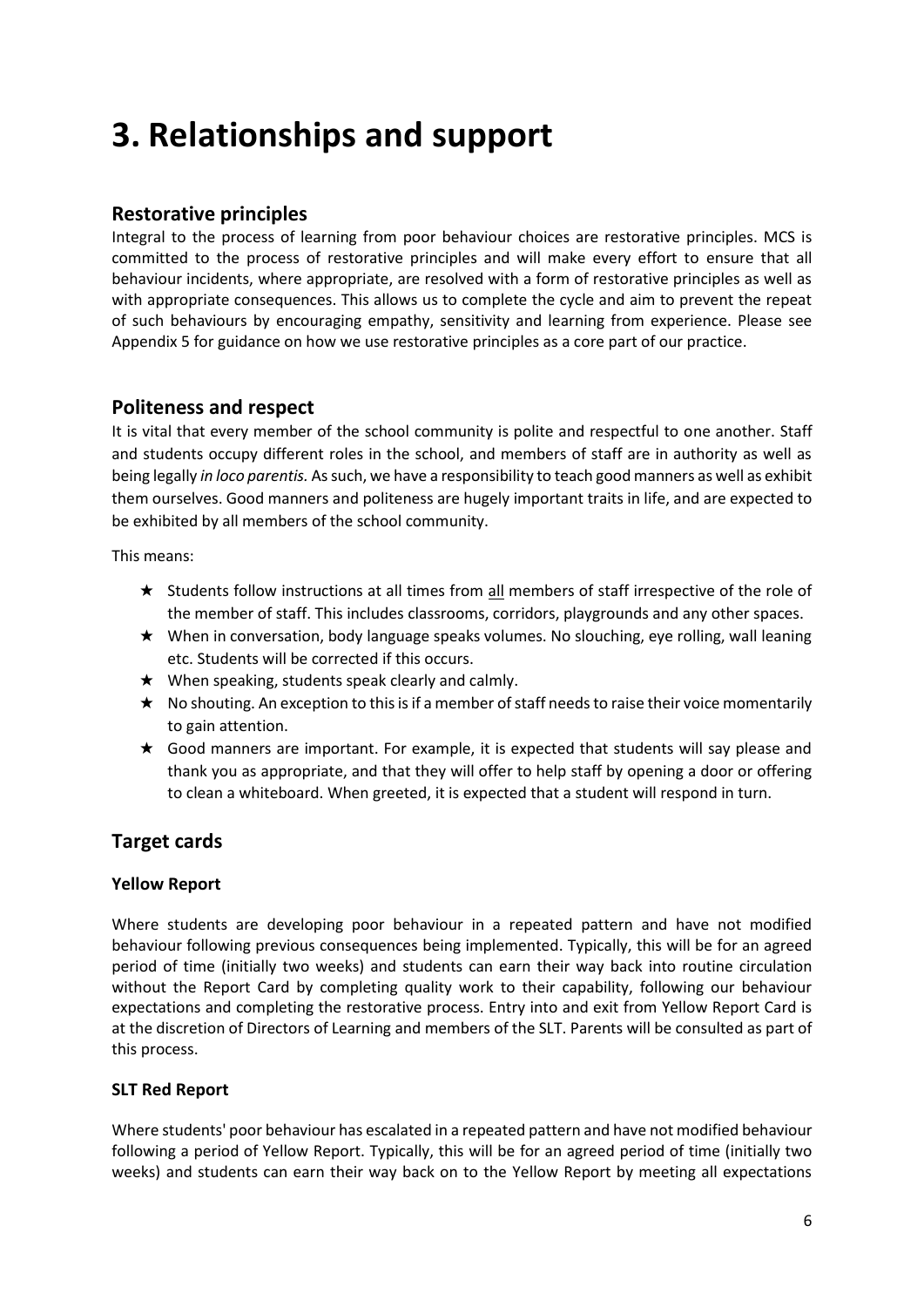# 3. Relationships and support

## Restorative principles

Integral to the process of learning from poor behaviour choices are restorative principles. MCS is committed to the process of restorative principles and will make every effort to ensure that all behaviour incidents, where appropriate, are resolved with a form of restorative principles as well as with appropriate consequences. This allows us to complete the cycle and aim to prevent the repeat of such behaviours by encouraging empathy, sensitivity and learning from experience. Please see Appendix 5 for guidance on how we use restorative principles as a core part of our practice.

## Politeness and respect

It is vital that every member of the school community is polite and respectful to one another. Staff and students occupy different roles in the school, and members of staff are in authority as well as being legally *in loco parentis.* As such, we have a responsibility to teach good manners as well as exhibit them ourselves. Good manners and politeness are hugely important traits in life, and are expected to be exhibited by all members of the school community.

This means:

- ★ Students follow instructions at all times from all members of staff irrespective of the role of the member of staff. This includes classrooms, corridors, playgrounds and any other spaces.
- ★ When in conversation, body language speaks volumes. No slouching, eye rolling, wall leaning etc. Students will be corrected if this occurs.
- ★ When speaking, students speak clearly and calmly.
- ★ No shouting. An exception to this is if a member of staff needs to raise their voice momentarily to gain attention.
- ★ Good manners are important. For example, it is expected that students will say please and thank you as appropriate, and that they will offer to help staff by opening a door or offering to clean a whiteboard. When greeted, it is expected that a student will respond in turn.

## Target cards

### Yellow Report

Where students are developing poor behaviour in a repeated pattern and have not modified behaviour following previous consequences being implemented. Typically, this will be for an agreed period of time (initially two weeks) and students can earn their way back into routine circulation without the Report Card by completing quality work to their capability, following our behaviour expectations and completing the restorative process. Entry into and exit from Yellow Report Card is at the discretion of Directors of Learning and members of the SLT. Parents will be consulted as part of this process.

### SLT Red Report

Where students' poor behaviour has escalated in a repeated pattern and have not modified behaviour following a period of Yellow Report. Typically, this will be for an agreed period of time (initially two weeks) and students can earn their way back on to the Yellow Report by meeting all expectations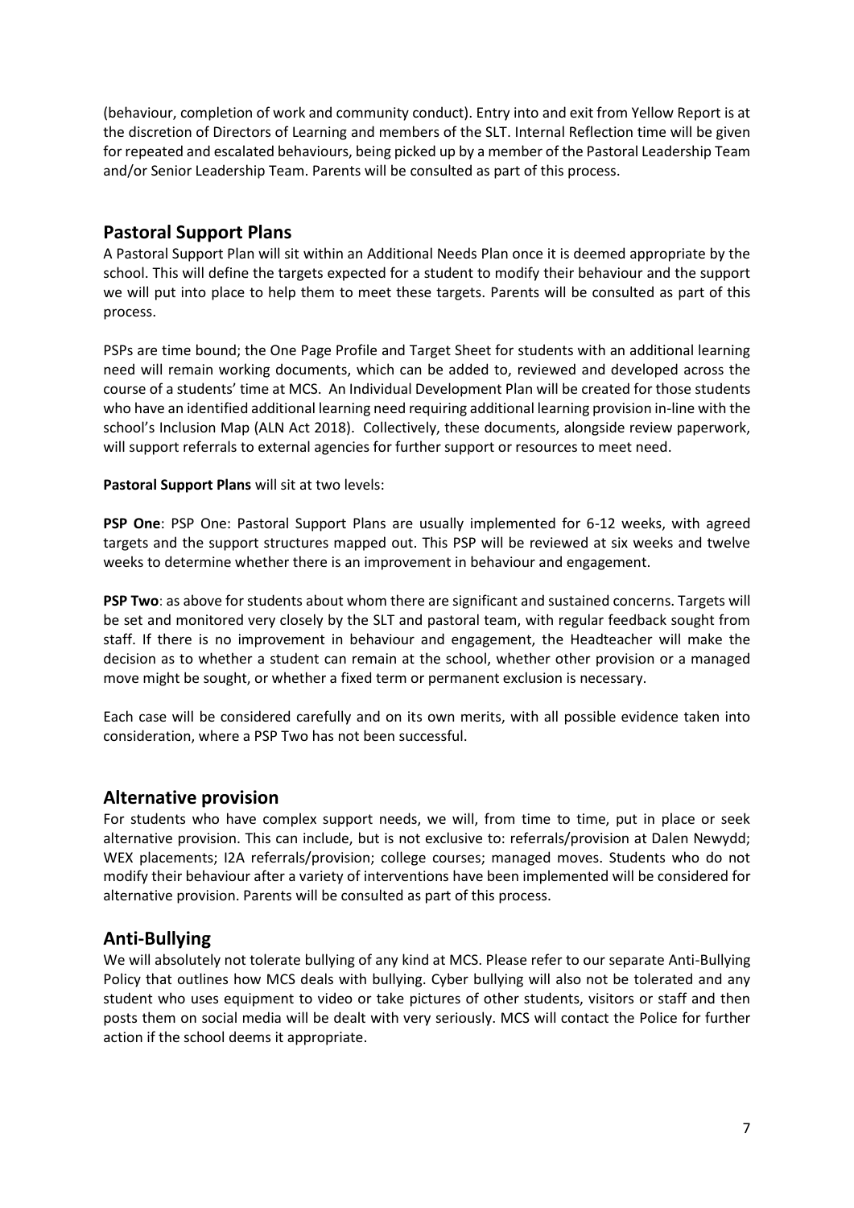(behaviour, completion of work and community conduct). Entry into and exit from Yellow Report is at the discretion of Directors of Learning and members of the SLT. Internal Reflection time will be given for repeated and escalated behaviours, being picked up by a member of the Pastoral Leadership Team and/or Senior Leadership Team. Parents will be consulted as part of this process.

## Pastoral Support Plans

A Pastoral Support Plan will sit within an Additional Needs Plan once it is deemed appropriate by the school. This will define the targets expected for a student to modify their behaviour and the support we will put into place to help them to meet these targets. Parents will be consulted as part of this process.

PSPs are time bound; the One Page Profile and Target Sheet for students with an additional learning need will remain working documents, which can be added to, reviewed and developed across the course of a students' time at MCS. An Individual Development Plan will be created for those students who have an identified additional learning need requiring additional learning provision in-line with the school's Inclusion Map (ALN Act 2018). Collectively, these documents, alongside review paperwork, will support referrals to external agencies for further support or resources to meet need.

**Pastoral Support Plans** will sit at two levels:

**PSP One**: PSP One: Pastoral Support Plans are usually implemented for 6-12 weeks, with agreed targets and the support structures mapped out. This PSP will be reviewed at six weeks and twelve weeks to determine whether there is an improvement in behaviour and engagement.

**PSP Two**: as above for students about whom there are significant and sustained concerns. Targets will be set and monitored very closely by the SLT and pastoral team, with regular feedback sought from staff. If there is no improvement in behaviour and engagement, the Headteacher will make the decision as to whether a student can remain at the school, whether other provision or a managed move might be sought, or whether a fixed term or permanent exclusion is necessary.

Each case will be considered carefully and on its own merits, with all possible evidence taken into consideration, where a PSP Two has not been successful.

## Alternative provision

For students who have complex support needs, we will, from time to time, put in place or seek alternative provision. This can include, but is not exclusive to: referrals/provision at Dalen Newydd; WEX placements; I2A referrals/provision; college courses; managed moves. Students who do not modify their behaviour after a variety of interventions have been implemented will be considered for alternative provision. Parents will be consulted as part of this process.

## Anti-Bullying

We will absolutely not tolerate bullying of any kind at MCS. Please refer to our separate Anti-Bullying Policy that outlines how MCS deals with bullying. Cyber bullying will also not be tolerated and any student who uses equipment to video or take pictures of other students, visitors or staff and then posts them on social media will be dealt with very seriously. MCS will contact the Police for further action if the school deems it appropriate.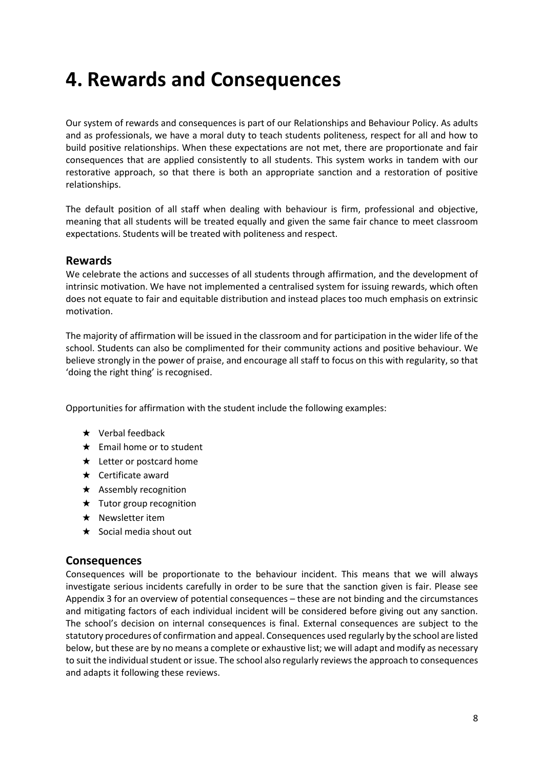# 4. Rewards and Consequences

Our system of rewards and consequences is part of our Relationships and Behaviour Policy. As adults and as professionals, we have a moral duty to teach students politeness, respect for all and how to build positive relationships. When these expectations are not met, there are proportionate and fair consequences that are applied consistently to all students. This system works in tandem with our restorative approach, so that there is both an appropriate sanction and a restoration of positive relationships.

The default position of all staff when dealing with behaviour is firm, professional and objective, meaning that all students will be treated equally and given the same fair chance to meet classroom expectations. Students will be treated with politeness and respect.

## Rewards

We celebrate the actions and successes of all students through affirmation, and the development of intrinsic motivation. We have not implemented a centralised system for issuing rewards, which often does not equate to fair and equitable distribution and instead places too much emphasis on extrinsic motivation.

The majority of affirmation will be issued in the classroom and for participation in the wider life of the school. Students can also be complimented for their community actions and positive behaviour. We believe strongly in the power of praise, and encourage all staff to focus on this with regularity, so that 'doing the right thing' is recognised.

Opportunities for affirmation with the student include the following examples:

- Verbal feedback
- Email home or to student
- Letter or postcard home
- Certificate award
- Assembly recognition
- Tutor group recognition
- Newsletter item
- Social media shout out

## Consequences

Consequences will be proportionate to the behaviour incident. This means that we will always investigate serious incidents carefully in order to be sure that the sanction given is fair. Please see Appendix 3 for an overview of potential consequences – these are not binding and the circumstances and mitigating factors of each individual incident will be considered before giving out any sanction. The school's decision on internal consequences is final. External consequences are subject to the statutory procedures of confirmation and appeal. Consequences used regularly by the school are listed below, but these are by no means a complete or exhaustive list; we will adapt and modify as necessary to suit the individual student or issue. The school also regularly reviews the approach to consequences and adapts it following these reviews.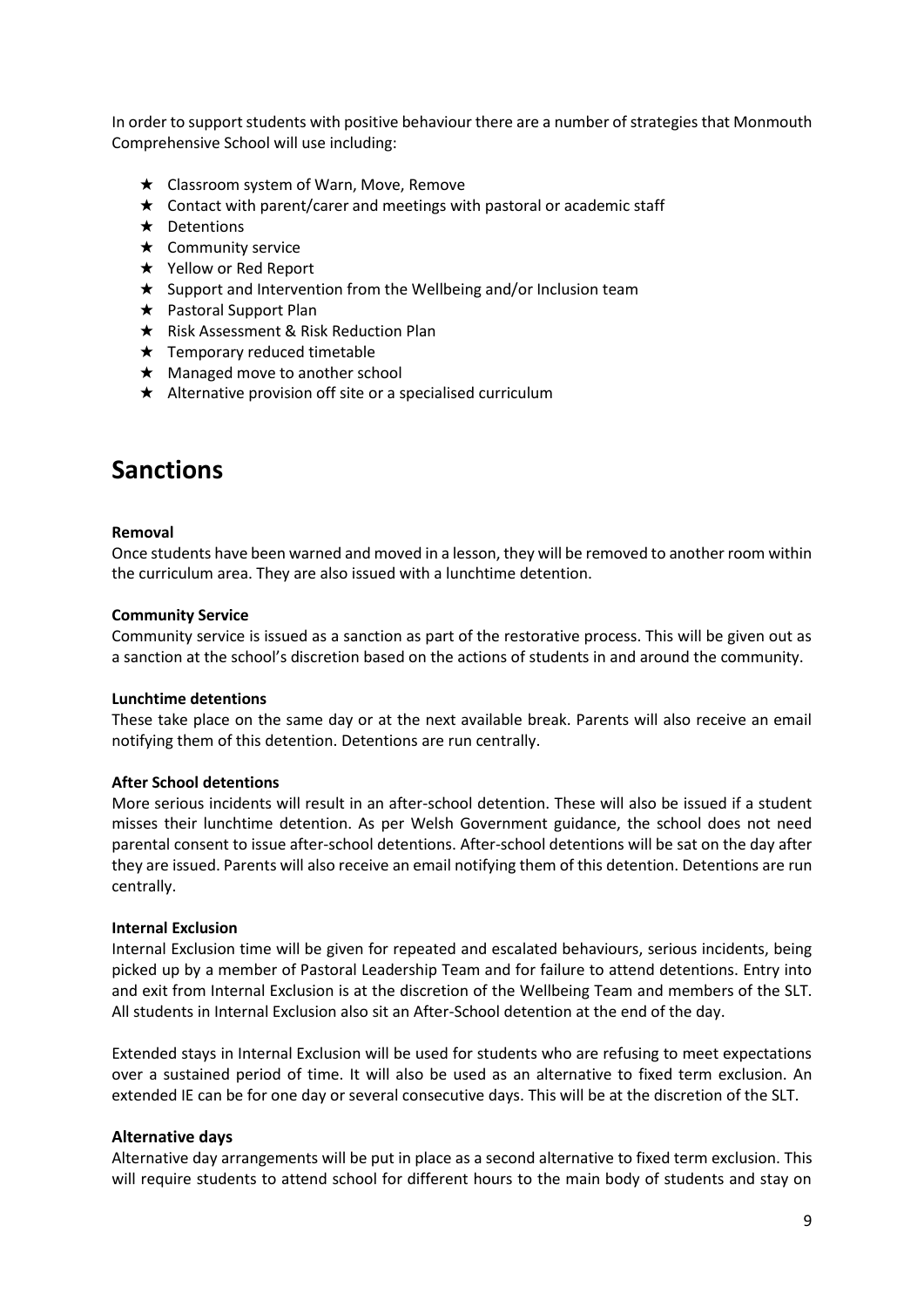In order to support students with positive behaviour there are a number of strategies that Monmouth Comprehensive School will use including:

- Classroom system of Warn, Move, Remove
- Contact with parent/carer and meetings with pastoral or academic staff
- Detentions
- Community service
- Yellow or Red Report
- Support and Intervention from the Wellbeing and/or Inclusion team
- Pastoral Support Plan
- Risk Assessment & Risk Reduction Plan
- Temporary reduced timetable
- Managed move to another school
- Alternative provision off site or a specialised curriculum

# Sanctions

**Removal**

Once students have been warned and moved in a lesson, they will be removed to another room within the curriculum area. They are also issued with a lunchtime detention.

**Community Service**

Community service is issued as a sanction as part of the restorative process. This will be given out as a sanction at the school's discretion based on the actions of students in and around the community.

**Lunchtime detentions**

These take place on the same day or at the next available break. Parents will also receive an email notifying them of this detention. Detentions are run centrally.

**After School detentions**

More serious incidents will result in an after-school detention. These will also be issued if a student misses their lunchtime detention. As per Welsh Government guidance, the school does not need parental consent to issue after-school detentions. After-school detentions will be sat on the day after they are issued. Parents will also receive an email notifying them of this detention. Detentions are run centrally.

**Internal Exclusion**

Internal Exclusion time will be given for repeated and escalated behaviours, serious incidents, being picked up by a member of Pastoral Leadership Team and for failure to attend detentions. Entry into and exit from Internal Exclusion is at the discretion of the Wellbeing Team and members of the SLT. All students in Internal Exclusion also sit an After-School detention at the end of the day.

Extended stays in Internal Exclusion will be used for students who are refusing to meet expectations over a sustained period of time. It will also be used as an alternative to fixed term exclusion. An extended IE can be for one day or several consecutive days. This will be at the discretion of the SLT.

**Alternative days**

Alternative day arrangements will be put in place as a second alternative to fixed term exclusion. This will require students to attend school for different hours to the main body of students and stay on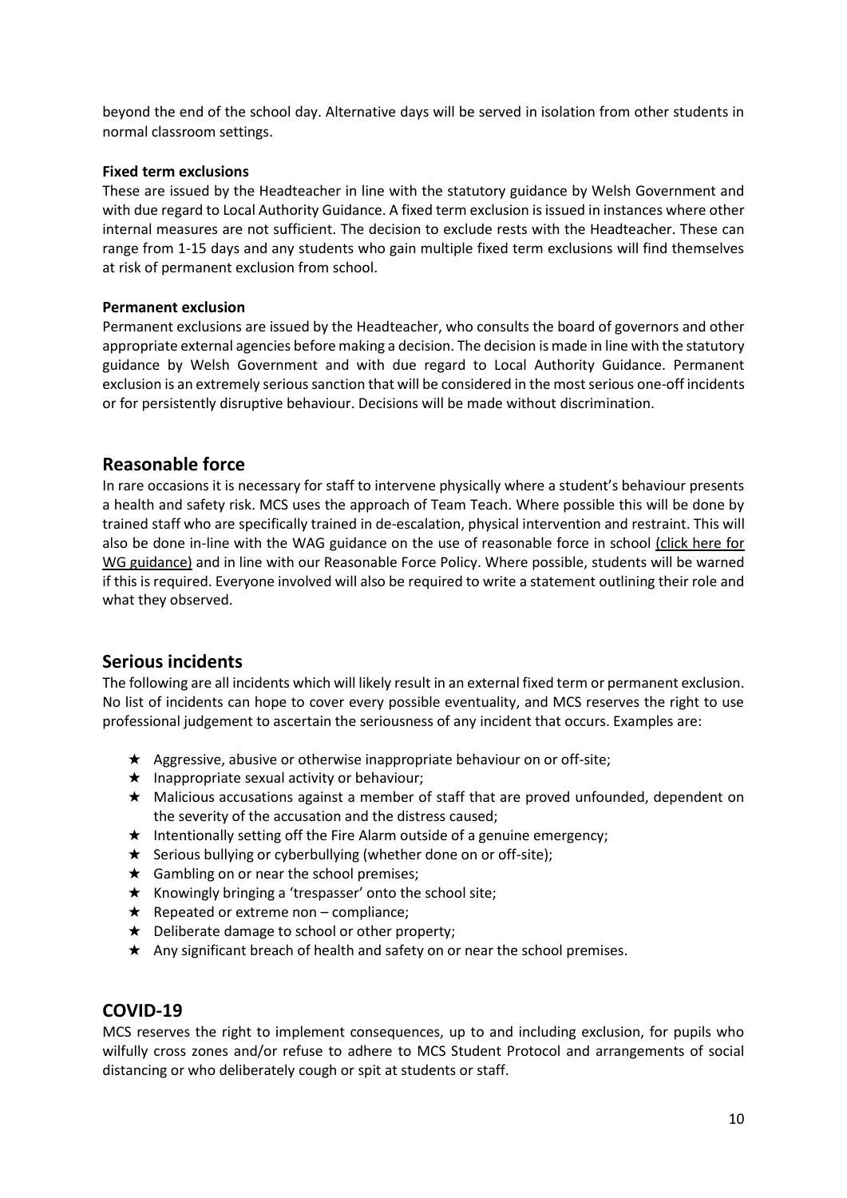beyond the end of the school day. Alternative days will be served in isolation from other students in normal classroom settings.

**Fixed term exclusions**

These are issued by the Headteacher in line with the statutory guidance by Welsh Government and with due regard to Local Authority Guidance. A fixed term exclusion is issued in instances where other internal measures are not sufficient. The decision to exclude rests with the Headteacher. These can range from 1-15 days and any students who gain multiple fixed term exclusions will find themselves at risk of permanent exclusion from school.

**Permanent exclusion**

Permanent exclusions are issued by the Headteacher, who consults the board of governors and other appropriate external agencies before making a decision. The decision is made in line with the statutory guidance by Welsh Government and with due regard to Local Authority Guidance. Permanent exclusion is an extremely serious sanction that will be considered in the most serious one-off incidents or for persistently disruptive behaviour. Decisions will be made without discrimination.

## Reasonable force

In rare occasions it is necessary for staff to intervene physically where a student's behaviour presents a health and safety risk. MCS uses the approach of Team Teach. Where possible this will be done by trained staff who are specifically trained in de-escalation, physical intervention and restraint. This will also be done in-line with the WAG guidance on the use of reasonable force in school (click here for WG guidance) and in line with our Reasonable Force Policy. Where possible, students will be warned if this is required. Everyone involved will also be required to write a statement outlining their role and what they observed.

## Serious incidents

The following are all incidents which will likely result in an external fixed term or permanent exclusion. No list of incidents can hope to cover every possible eventuality, and MCS reserves the right to use professional judgement to ascertain the seriousness of any incident that occurs. Examples are:

- Aggressive, abusive or otherwise inappropriate behaviour on or off-site;
- Inappropriate sexual activity or behaviour;
- Malicious accusations against a member of staff that are proved unfounded, dependent on the severity of the accusation and the distress caused;
- Intentionally setting off the Fire Alarm outside of a genuine emergency;
- Serious bullying or cyberbullying (whether done on or off-site);
- Gambling on or near the school premises;
- Knowingly bringing a 'trespasser' onto the school site;
- Repeated or extreme non – compliance;
- Deliberate damage to school or other property;
- Any significant breach of health and safety on or near the school premises.

## COVID-19

MCS reserves the right to implement consequences, up to and including exclusion, for pupils who wilfully cross zones and/or refuse to adhere to MCS Student Protocol and arrangements of social distancing or who deliberately cough or spit at students or staff.